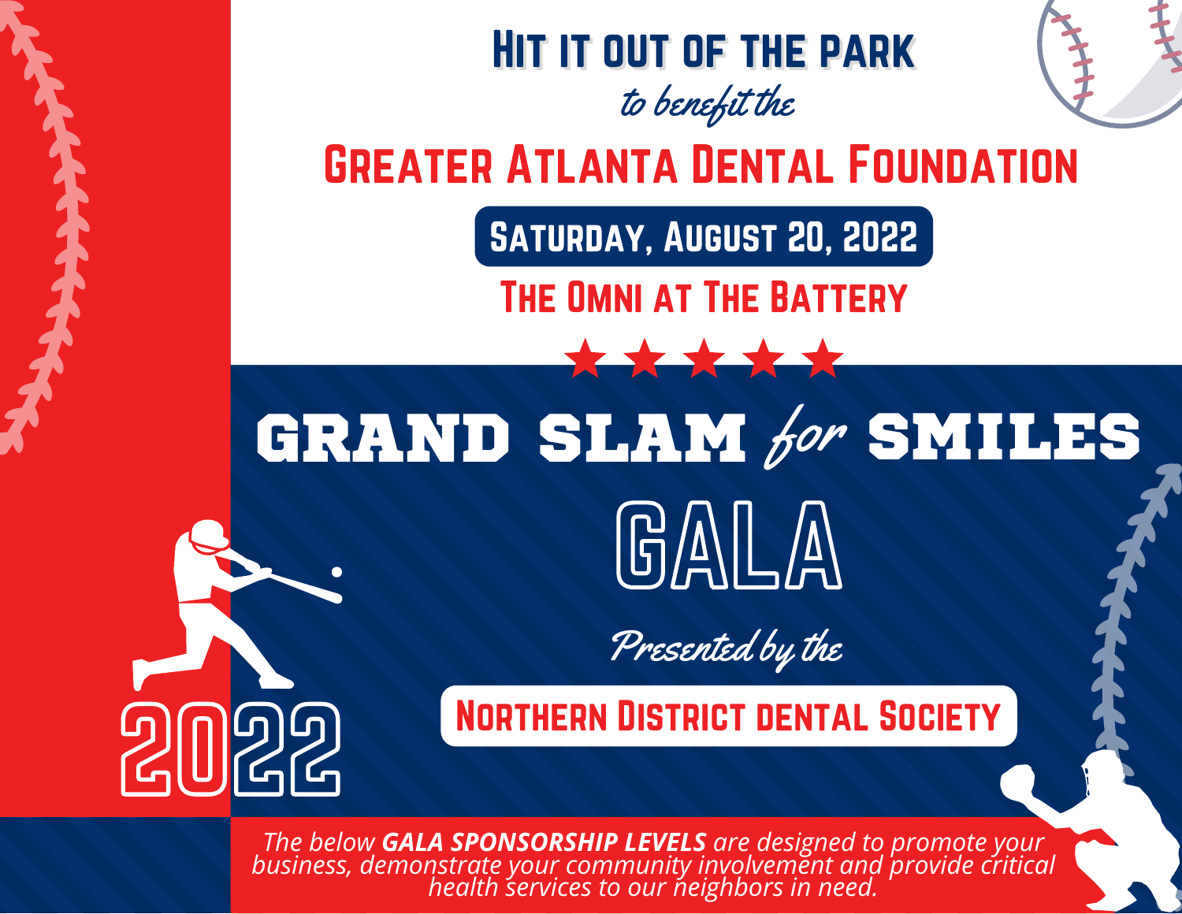# HIT IT OUT OF THE PARK

*to benefit the*

## GREATER ATLANTA DENTAL FOUNDATION

**SATURDAY, AUGUST 20, 2022**

**THE OMNI AT THE BATTERY**

★ ★ ★ ★ ★

# GRAND SLAM *for* SMILES

# GALA

*Presented by the*

## NORTHERN DISTRICT DENTAL SOCIETY

2022

*The below **GALA SPONSORSHIP LEVELS** are designed to promote your business, demonstrate your community involvement and provide critical health services to our neighbors in need.*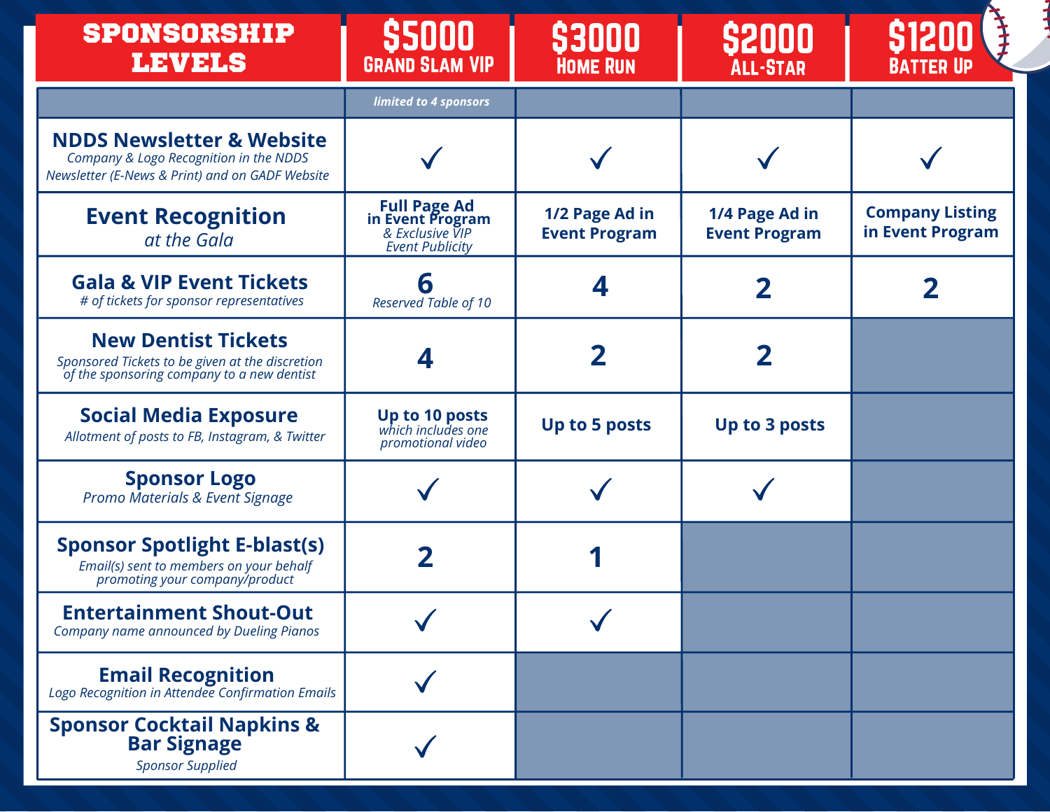| SPONSORSHIP LEVELS | $5000 GRAND SLAM VIP | $3000 HOME RUN | $2000 ALL-STAR | $1200 BATTER UP |
| --- | --- | --- | --- | --- |
| | *limited to 4 sponsors* | | | |
| **NDDS Newsletter & Website** *Company & Logo Recognition in the NDDS Newsletter (E-News & Print) and on GADF Website* | ✓ | ✓ | ✓ | ✓ |
| **Event Recognition** *at the Gala* | **Full Page Ad in Event Program** *& Exclusive VIP Event Publicity* | **1/2 Page Ad in Event Program** | **1/4 Page Ad in Event Program** | **Company Listing in Event Program** |
| **Gala & VIP Event Tickets** *# of tickets for sponsor representatives* | **6** *Reserved Table of 10* | **4** | **2** | **2** |
| **New Dentist Tickets** *Sponsored Tickets to be given at the discretion of the sponsoring company to a new dentist* | **4** | **2** | **2** | |
| **Social Media Exposure** *Allotment of posts to FB, Instagram, & Twitter* | **Up to 10 posts** *which includes one promotional video* | **Up to 5 posts** | **Up to 3 posts** | |
| **Sponsor Logo** *Promo Materials & Event Signage* | ✓ | ✓ | ✓ | |
| **Sponsor Spotlight E-blast(s)** *Email(s) sent to members on your behalf promoting your company/product* | **2** | **1** | | |
| **Entertainment Shout-Out** *Company name announced by Dueling Pianos* | ✓ | ✓ | | |
| **Email Recognition** *Logo Recognition in Attendee Confirmation Emails* | ✓ | | | |
| **Sponsor Cocktail Napkins & Bar Signage** *Sponsor Supplied* | ✓ | | | |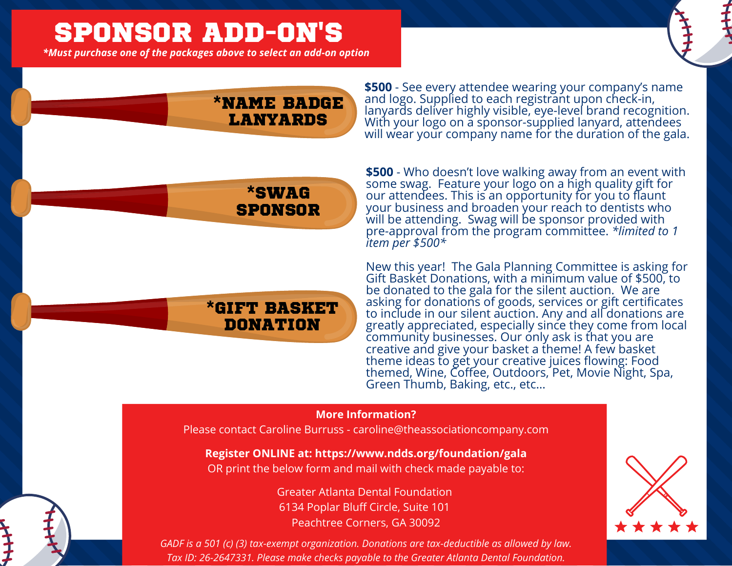# SPONSOR ADD-ON'S

*\*Must purchase one of the packages above to select an add-on option*

## *NAME BADGE LANYARDS

**$500** - See every attendee wearing your company's name and logo. Supplied to each registrant upon check-in, lanyards deliver highly visible, eye-level brand recognition. With your logo on a sponsor-supplied lanyard, attendees will wear your company name for the duration of the gala.

## *SWAG SPONSOR

**$500** - Who doesn't love walking away from an event with some swag. Feature your logo on a high quality gift for our attendees. This is an opportunity for you to flaunt your business and broaden your reach to dentists who will be attending. Swag will be sponsor provided with pre-approval from the program committee. *\*limited to 1 item per $500\**

## *GIFT BASKET DONATION

New this year! The Gala Planning Committee is asking for Gift Basket Donations, with a minimum value of $500, to be donated to the gala for the silent auction. We are asking for donations of goods, services or gift certificates to include in our silent auction. Any and all donations are greatly appreciated, especially since they come from local community businesses. Our only ask is that you are creative and give your basket a theme! A few basket theme ideas to get your creative juices flowing: Food themed, Wine, Coffee, Outdoors, Pet, Movie Night, Spa, Green Thumb, Baking, etc., etc...

**More Information?**

Please contact Caroline Burruss - caroline@theassociationcompany.com

**Register ONLINE at: https://www.ndds.org/foundation/gala**

OR print the below form and mail with check made payable to:

Greater Atlanta Dental Foundation
6134 Poplar Bluff Circle, Suite 101
Peachtree Corners, GA 30092

*GADF is a 501 (c) (3) tax-exempt organization. Donations are tax-deductible as allowed by law. Tax ID: 26-2647331. Please make checks payable to the Greater Atlanta Dental Foundation.*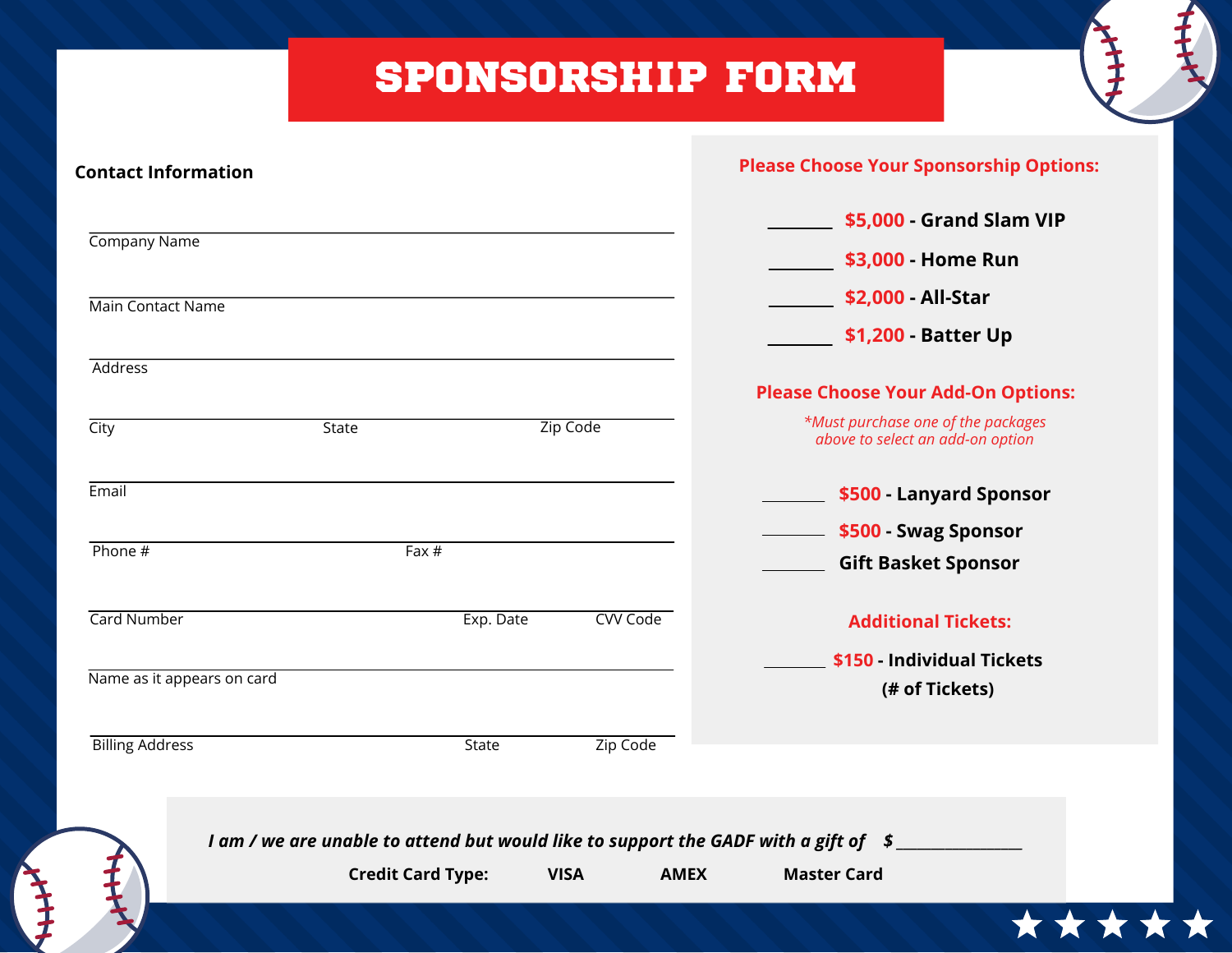# SPONSORSHIP FORM

## Contact Information

Company Name

Main Contact Name

Address

City State Zip Code

Email

Phone # Fax #

Card Number Exp. Date CVV Code

Name as it appears on card

Billing Address State Zip Code

**Please Choose Your Sponsorship Options:**

_______ **$5,000 - Grand Slam VIP**

_______ **$3,000 - Home Run**

_______ **$2,000 - All-Star**

_______ **$1,200 - Batter Up**

**Please Choose Your Add-On Options:**

*\*Must purchase one of the packages above to select an add-on option*

_______ **$500 - Lanyard Sponsor**

_______ **$500 - Swag Sponsor**

_______ **Gift Basket Sponsor**

**Additional Tickets:**

_______ **$150 - Individual Tickets (# of Tickets)**

***I am / we are unable to attend but would like to support the GADF with a gift of $ _______________***

**Credit Card Type: VISA AMEX Master Card**